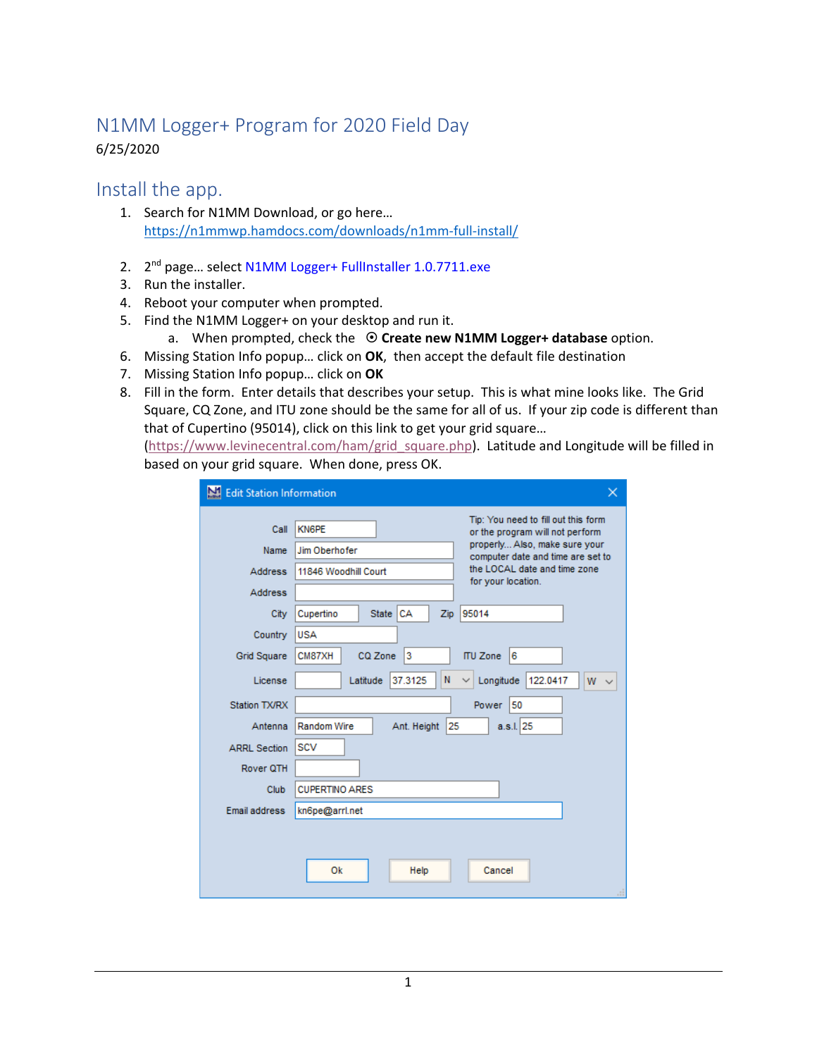# N1MM Logger+ Program for 2020 Field Day

6/25/2020

## Install the app.

1. Search for N1MM Download, or go here… https://n1mmwp.hamdocs.com/downloads/n1mm-full-install/
2. 2nd page… select N1MM Logger+ FullInstaller 1.0.7711.exe
3. Run the installer.
4. Reboot your computer when prompted.
5. Find the N1MM Logger+ on your desktop and run it.
   a. When prompted, check the ⦿ **Create new N1MM Logger+ database** option.
6. Missing Station Info popup… click on **OK**, then accept the default file destination
7. Missing Station Info popup… click on **OK**
8. Fill in the form. Enter details that describes your setup. This is what mine looks like. The Grid Square, CQ Zone, and ITU zone should be the same for all of us. If your zip code is different than that of Cupertino (95014), click on this link to get your grid square… (https://www.levinecentral.com/ham/grid_square.php). Latitude and Longitude will be filled in based on your grid square. When done, press OK.

**Edit Station Information**

Tip: You need to fill out this form or the program will not perform properly... Also, make sure your computer date and time are set to the LOCAL date and time zone for your location.

| Field | Value |
|---|---|
| Call | KN6PE |
| Name | Jim Oberhofer |
| Address | 11846 Woodhill Court |
| Address | |
| City | Cupertino |
| State | CA |
| Zip | 95014 |
| Country | USA |
| Grid Square | CM87XH |
| CQ Zone | 3 |
| ITU Zone | 6 |
| License | |
| Latitude | 37.3125 N |
| Longitude | 122.0417 W |
| Station TX/RX | |
| Power | 50 |
| Antenna | Random Wire |
| Ant. Height | 25 |
| a.s.l. | 25 |
| ARRL Section | SCV |
| Rover QTH | |
| Club | CUPERTINO ARES |
| Email address | kn6pe@arrl.net |

Ok | Help | Cancel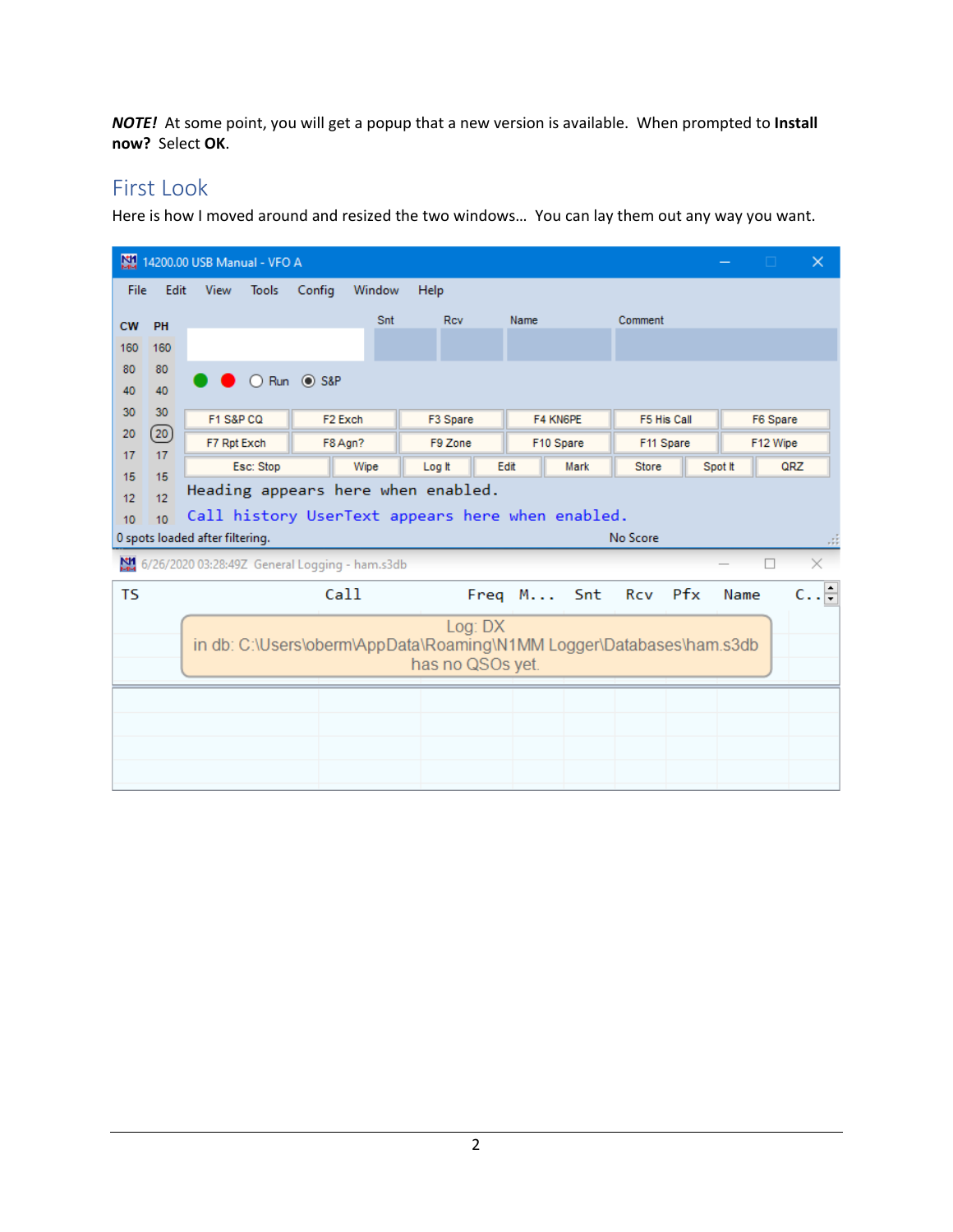***NOTE!*** At some point, you will get a popup that a new version is available. When prompted to **Install now?** Select **OK**.

## First Look

Here is how I moved around and resized the two windows… You can lay them out any way you want.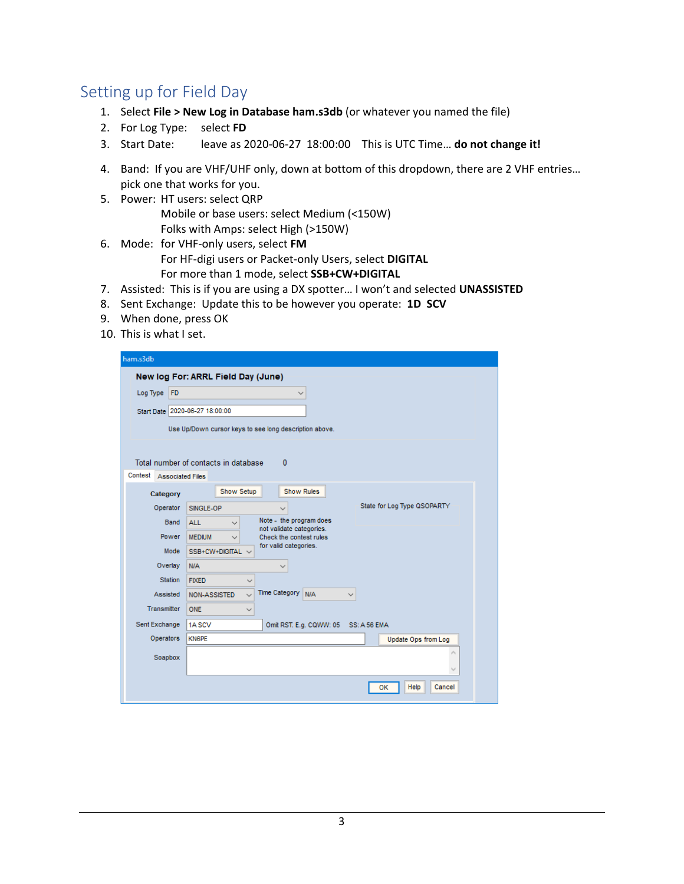## Setting up for Field Day

1. Select **File > New Log in Database ham.s3db** (or whatever you named the file)
2. For Log Type: select **FD**
3. Start Date: leave as 2020-06-27 18:00:00 This is UTC Time… **do not change it!**
4. Band: If you are VHF/UHF only, down at bottom of this dropdown, there are 2 VHF entries… pick one that works for you.
5. Power: HT users: select QRP
   Mobile or base users: select Medium (<150W)
   Folks with Amps: select High (>150W)
6. Mode: for VHF-only users, select **FM**
   For HF-digi users or Packet-only Users, select **DIGITAL**
   For more than 1 mode, select **SSB+CW+DIGITAL**
7. Assisted: This is if you are using a DX spotter… I won't and selected **UNASSISTED**
8. Sent Exchange: Update this to be however you operate: **1D SCV**
9. When done, press OK
10. This is what I set.

ham.s3db

**New log For: ARRL Field Day (June)**

Log Type: FD

Start Date: 2020-06-27 18:00:00

Use Up/Down cursor keys to see long description above.

Total number of contacts in database 0

Contest | Associated Files

**Category** — Show Setup | Show Rules

State for Log Type QSOPARTY

| Field | Value |
|---|---|
| Operator | SINGLE-OP |
| Band | ALL |
| Power | MEDIUM |
| Mode | SSB+CW+DIGITAL |
| Overlay | N/A |
| Station | FIXED |
| Assisted | NON-ASSISTED |
| Time Category | N/A |
| Transmitter | ONE |
| Sent Exchange | 1A SCV |
| Operators | KN6PE |
| Soapbox | |

Note - the program does not validate categories. Check the contest rules for valid categories.

Omit RST. E.g. CQWW: 05 SS: A 56 EMA

Update Ops from Log

OK | Help | Cancel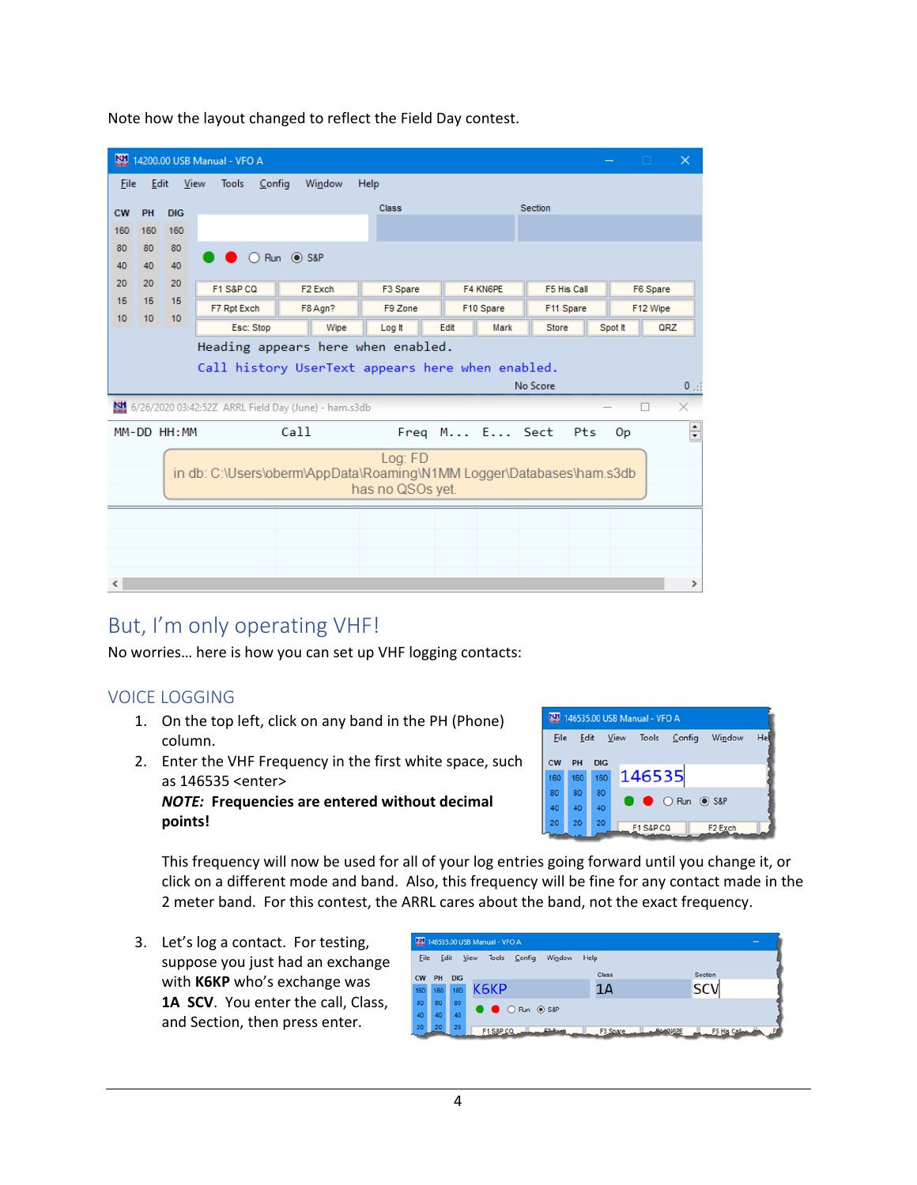Note how the layout changed to reflect the Field Day contest.

## But, I'm only operating VHF!

No worries… here is how you can set up VHF logging contacts:

### VOICE LOGGING

1. On the top left, click on any band in the PH (Phone) column.
2. Enter the VHF Frequency in the first white space, such as 146535 <enter>
   ***NOTE:* Frequencies are entered without decimal points!**

   This frequency will now be used for all of your log entries going forward until you change it, or click on a different mode and band. Also, this frequency will be fine for any contact made in the 2 meter band. For this contest, the ARRL cares about the band, not the exact frequency.

3. Let's log a contact. For testing, suppose you just had an exchange with **K6KP** who's exchange was **1A SCV**. You enter the call, Class, and Section, then press enter.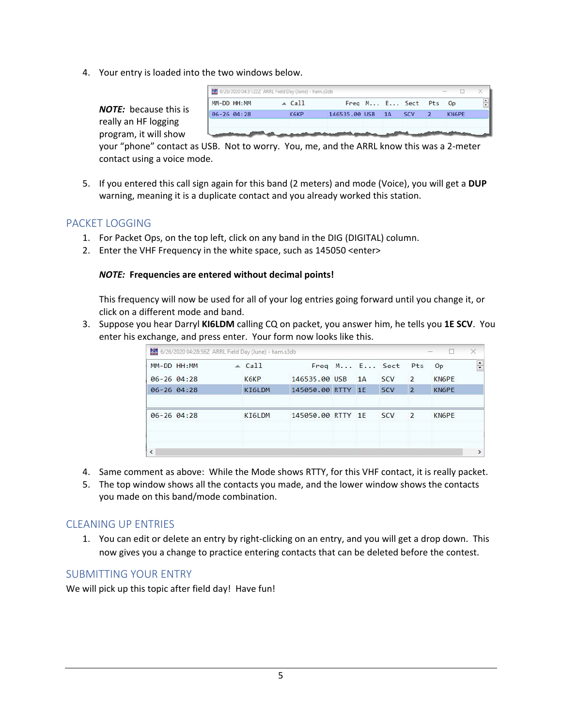4. Your entry is loaded into the two windows below.

| MM-DD | HH:MM | Call | Freq | M... | E... | Sect | Pts | Op |
|---|---|---|---|---|---|---|---|---|
| 06-26 | 04:28 | K6KP | 146535.00 | USB | 1A | SCV | 2 | KN6PE |

***NOTE:*** because this is really an HF logging program, it will show your "phone" contact as USB. Not to worry. You, me, and the ARRL know this was a 2-meter contact using a voice mode.

5. If you entered this call sign again for this band (2 meters) and mode (Voice), you will get a **DUP** warning, meaning it is a duplicate contact and you already worked this station.

## PACKET LOGGING

1. For Packet Ops, on the top left, click on any band in the DIG (DIGITAL) column.
2. Enter the VHF Frequency in the white space, such as 145050 <enter>

   ***NOTE:* Frequencies are entered without decimal points!**

   This frequency will now be used for all of your log entries going forward until you change it, or click on a different mode and band.
3. Suppose you hear Darryl **KI6LDM** calling CQ on packet, you answer him, he tells you **1E SCV**. You enter his exchange, and press enter. Your form now looks like this.

| MM-DD | HH:MM | Call | Freq | M... | E... | Sect | Pts | Op |
|---|---|---|---|---|---|---|---|---|
| 06-26 | 04:28 | K6KP | 146535.00 | USB | 1A | SCV | 2 | KN6PE |
| 06-26 | 04:28 | KI6LDM | 145050.00 | RTTY | 1E | SCV | 2 | KN6PE |

| | | | | | | | | |
|---|---|---|---|---|---|---|---|---|
| 06-26 | 04:28 | KI6LDM | 145050.00 | RTTY | 1E | SCV | 2 | KN6PE |

4. Same comment as above: While the Mode shows RTTY, for this VHF contact, it is really packet.
5. The top window shows all the contacts you made, and the lower window shows the contacts you made on this band/mode combination.

## CLEANING UP ENTRIES

1. You can edit or delete an entry by right-clicking on an entry, and you will get a drop down. This now gives you a change to practice entering contacts that can be deleted before the contest.

## SUBMITTING YOUR ENTRY

We will pick up this topic after field day! Have fun!